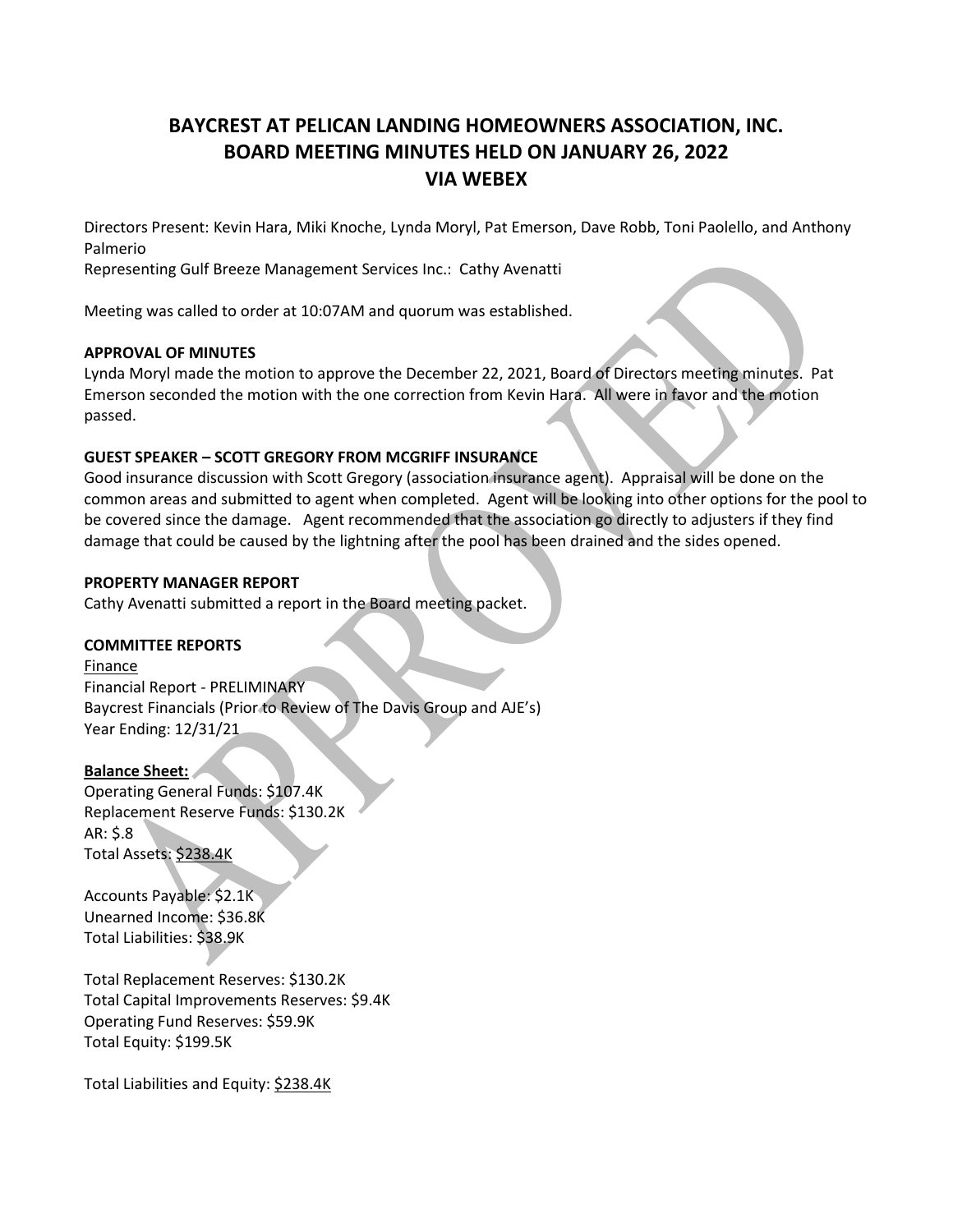# BAYCREST AT PELICAN LANDING HOMEOWNERS ASSOCIATION, INC.
# BOARD MEETING MINUTES HELD ON JANUARY 26, 2022
# VIA WEBEX

Directors Present: Kevin Hara, Miki Knoche, Lynda Moryl, Pat Emerson, Dave Robb, Toni Paolello, and Anthony Palmerio
Representing Gulf Breeze Management Services Inc.: Cathy Avenatti

Meeting was called to order at 10:07AM and quorum was established.

**APPROVAL OF MINUTES**

Lynda Moryl made the motion to approve the December 22, 2021, Board of Directors meeting minutes. Pat Emerson seconded the motion with the one correction from Kevin Hara. All were in favor and the motion passed.

**GUEST SPEAKER – SCOTT GREGORY FROM MCGRIFF INSURANCE**

Good insurance discussion with Scott Gregory (association insurance agent). Appraisal will be done on the common areas and submitted to agent when completed. Agent will be looking into other options for the pool to be covered since the damage. Agent recommended that the association go directly to adjusters if they find damage that could be caused by the lightning after the pool has been drained and the sides opened.

**PROPERTY MANAGER REPORT**

Cathy Avenatti submitted a report in the Board meeting packet.

**COMMITTEE REPORTS**

Finance
Financial Report - PRELIMINARY
Baycrest Financials (Prior to Review of The Davis Group and AJE's)
Year Ending: 12/31/21

**Balance Sheet:**
Operating General Funds: $107.4K
Replacement Reserve Funds: $130.2K
AR: $.8
Total Assets: $238.4K

Accounts Payable: $2.1K
Unearned Income: $36.8K
Total Liabilities: $38.9K

Total Replacement Reserves: $130.2K
Total Capital Improvements Reserves: $9.4K
Operating Fund Reserves: $59.9K
Total Equity: $199.5K

Total Liabilities and Equity: $238.4K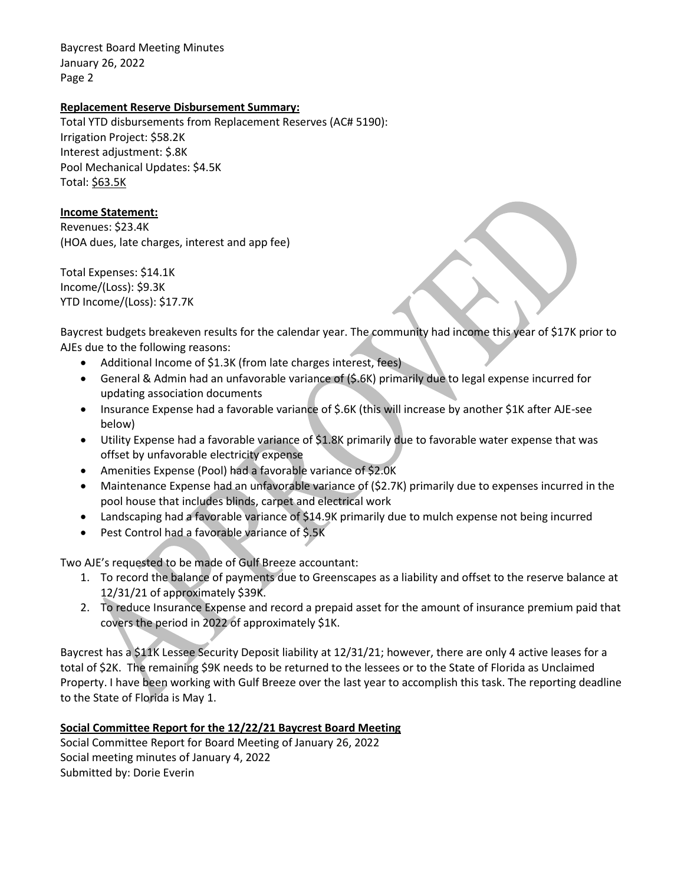**Replacement Reserve Disbursement Summary:**

Total YTD disbursements from Replacement Reserves (AC# 5190):
Irrigation Project: $58.2K
Interest adjustment: $.8K
Pool Mechanical Updates: $4.5K
Total: $63.5K

**Income Statement:**

Revenues: $23.4K
(HOA dues, late charges, interest and app fee)

Total Expenses: $14.1K
Income/(Loss): $9.3K
YTD Income/(Loss): $17.7K

Baycrest budgets breakeven results for the calendar year. The community had income this year of $17K prior to AJEs due to the following reasons:

- Additional Income of $1.3K (from late charges interest, fees)
- General & Admin had an unfavorable variance of ($.6K) primarily due to legal expense incurred for updating association documents
- Insurance Expense had a favorable variance of $.6K (this will increase by another $1K after AJE-see below)
- Utility Expense had a favorable variance of $1.8K primarily due to favorable water expense that was offset by unfavorable electricity expense
- Amenities Expense (Pool) had a favorable variance of $2.0K
- Maintenance Expense had an unfavorable variance of ($2.7K) primarily due to expenses incurred in the pool house that includes blinds, carpet and electrical work
- Landscaping had a favorable variance of $14.9K primarily due to mulch expense not being incurred
- Pest Control had a favorable variance of $.5K

Two AJE's requested to be made of Gulf Breeze accountant:

1. To record the balance of payments due to Greenscapes as a liability and offset to the reserve balance at 12/31/21 of approximately $39K.
2. To reduce Insurance Expense and record a prepaid asset for the amount of insurance premium paid that covers the period in 2022 of approximately $1K.

Baycrest has a $11K Lessee Security Deposit liability at 12/31/21; however, there are only 4 active leases for a total of $2K. The remaining $9K needs to be returned to the lessees or to the State of Florida as Unclaimed Property. I have been working with Gulf Breeze over the last year to accomplish this task. The reporting deadline to the State of Florida is May 1.

**Social Committee Report for the 12/22/21 Baycrest Board Meeting**

Social Committee Report for Board Meeting of January 26, 2022
Social meeting minutes of January 4, 2022
Submitted by: Dorie Everin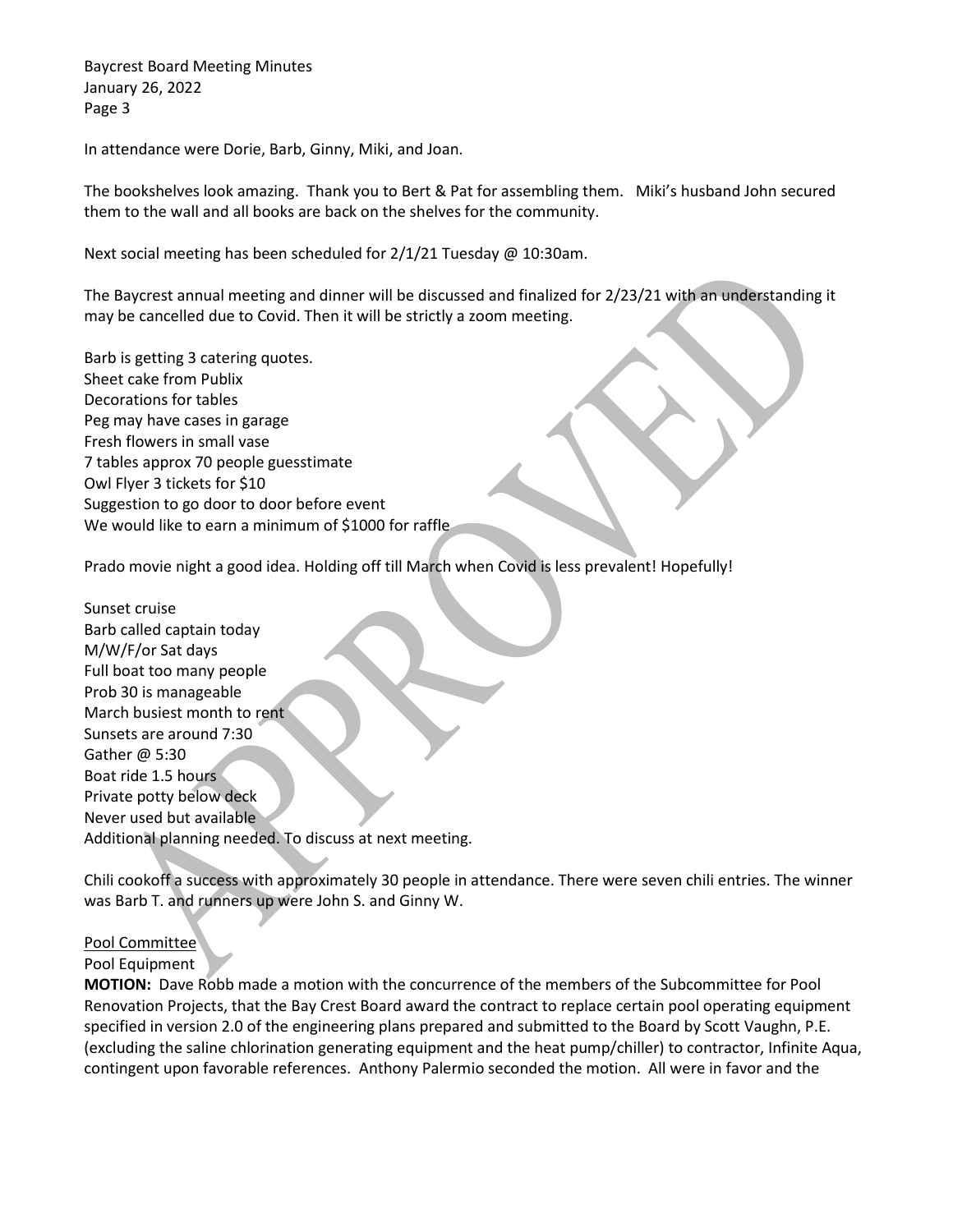In attendance were Dorie, Barb, Ginny, Miki, and Joan.

The bookshelves look amazing. Thank you to Bert & Pat for assembling them. Miki's husband John secured them to the wall and all books are back on the shelves for the community.

Next social meeting has been scheduled for 2/1/21 Tuesday @ 10:30am.

The Baycrest annual meeting and dinner will be discussed and finalized for 2/23/21 with an understanding it may be cancelled due to Covid. Then it will be strictly a zoom meeting.

Barb is getting 3 catering quotes.
Sheet cake from Publix
Decorations for tables
Peg may have cases in garage
Fresh flowers in small vase
7 tables approx 70 people guesstimate
Owl Flyer 3 tickets for $10
Suggestion to go door to door before event
We would like to earn a minimum of $1000 for raffle

Prado movie night a good idea. Holding off till March when Covid is less prevalent! Hopefully!

Sunset cruise
Barb called captain today
M/W/F/or Sat days
Full boat too many people
Prob 30 is manageable
March busiest month to rent
Sunsets are around 7:30
Gather @ 5:30
Boat ride 1.5 hours
Private potty below deck
Never used but available
Additional planning needed. To discuss at next meeting.

Chili cookoff a success with approximately 30 people in attendance. There were seven chili entries. The winner was Barb T. and runners up were John S. and Ginny W.

Pool Committee

Pool Equipment

**MOTION:** Dave Robb made a motion with the concurrence of the members of the Subcommittee for Pool Renovation Projects, that the Bay Crest Board award the contract to replace certain pool operating equipment specified in version 2.0 of the engineering plans prepared and submitted to the Board by Scott Vaughn, P.E. (excluding the saline chlorination generating equipment and the heat pump/chiller) to contractor, Infinite Aqua, contingent upon favorable references. Anthony Palermio seconded the motion. All were in favor and the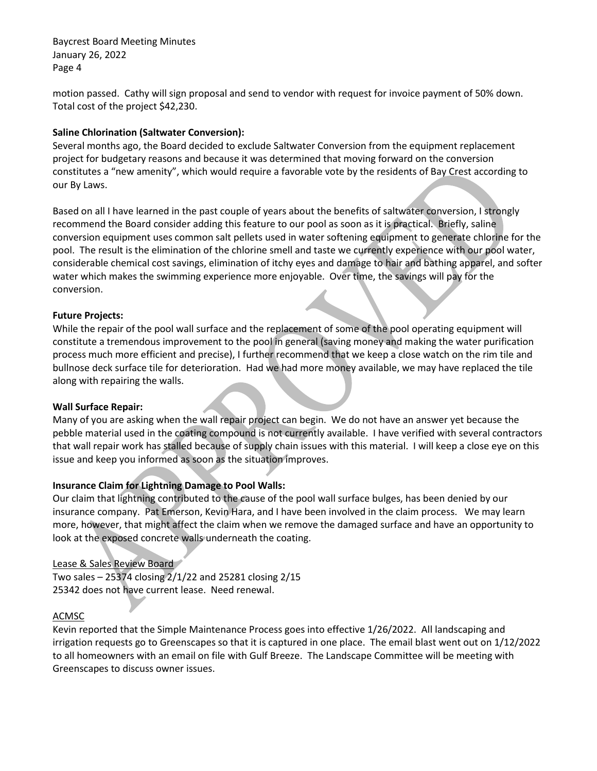motion passed. Cathy will sign proposal and send to vendor with request for invoice payment of 50% down. Total cost of the project $42,230.

**Saline Chlorination (Saltwater Conversion):**

Several months ago, the Board decided to exclude Saltwater Conversion from the equipment replacement project for budgetary reasons and because it was determined that moving forward on the conversion constitutes a "new amenity", which would require a favorable vote by the residents of Bay Crest according to our By Laws.

Based on all I have learned in the past couple of years about the benefits of saltwater conversion, I strongly recommend the Board consider adding this feature to our pool as soon as it is practical. Briefly, saline conversion equipment uses common salt pellets used in water softening equipment to generate chlorine for the pool. The result is the elimination of the chlorine smell and taste we currently experience with our pool water, considerable chemical cost savings, elimination of itchy eyes and damage to hair and bathing apparel, and softer water which makes the swimming experience more enjoyable. Over time, the savings will pay for the conversion.

**Future Projects:**

While the repair of the pool wall surface and the replacement of some of the pool operating equipment will constitute a tremendous improvement to the pool in general (saving money and making the water purification process much more efficient and precise), I further recommend that we keep a close watch on the rim tile and bullnose deck surface tile for deterioration. Had we had more money available, we may have replaced the tile along with repairing the walls.

**Wall Surface Repair:**

Many of you are asking when the wall repair project can begin. We do not have an answer yet because the pebble material used in the coating compound is not currently available. I have verified with several contractors that wall repair work has stalled because of supply chain issues with this material. I will keep a close eye on this issue and keep you informed as soon as the situation improves.

**Insurance Claim for Lightning Damage to Pool Walls:**

Our claim that lightning contributed to the cause of the pool wall surface bulges, has been denied by our insurance company. Pat Emerson, Kevin Hara, and I have been involved in the claim process. We may learn more, however, that might affect the claim when we remove the damaged surface and have an opportunity to look at the exposed concrete walls underneath the coating.

<u>Lease & Sales Review Board</u>

Two sales – 25374 closing 2/1/22 and 25281 closing 2/15
25342 does not have current lease. Need renewal.

<u>ACMSC</u>

Kevin reported that the Simple Maintenance Process goes into effective 1/26/2022. All landscaping and irrigation requests go to Greenscapes so that it is captured in one place. The email blast went out on 1/12/2022 to all homeowners with an email on file with Gulf Breeze. The Landscape Committee will be meeting with Greenscapes to discuss owner issues.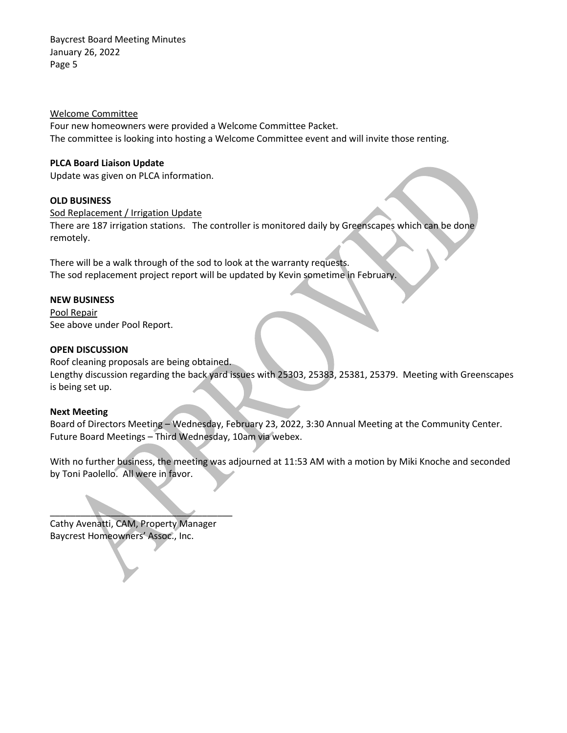Welcome Committee

Four new homeowners were provided a Welcome Committee Packet.
The committee is looking into hosting a Welcome Committee event and will invite those renting.

**PLCA Board Liaison Update**

Update was given on PLCA information.

**OLD BUSINESS**

Sod Replacement / Irrigation Update

There are 187 irrigation stations. The controller is monitored daily by Greenscapes which can be done remotely.

There will be a walk through of the sod to look at the warranty requests.
The sod replacement project report will be updated by Kevin sometime in February.

**NEW BUSINESS**

Pool Repair

See above under Pool Report.

**OPEN DISCUSSION**

Roof cleaning proposals are being obtained.
Lengthy discussion regarding the back yard issues with 25303, 25383, 25381, 25379. Meeting with Greenscapes is being set up.

**Next Meeting**

Board of Directors Meeting – Wednesday, February 23, 2022, 3:30 Annual Meeting at the Community Center.
Future Board Meetings – Third Wednesday, 10am via webex.

With no further business, the meeting was adjourned at 11:53 AM with a motion by Miki Knoche and seconded by Toni Paolello. All were in favor.

\_\_\_\_\_\_\_\_\_\_\_\_\_\_\_\_\_\_\_\_\_\_\_\_\_\_\_\_\_\_\_\_\_\_\_\_

Cathy Avenatti, CAM, Property Manager
Baycrest Homeowners' Assoc., Inc.

APPROVED